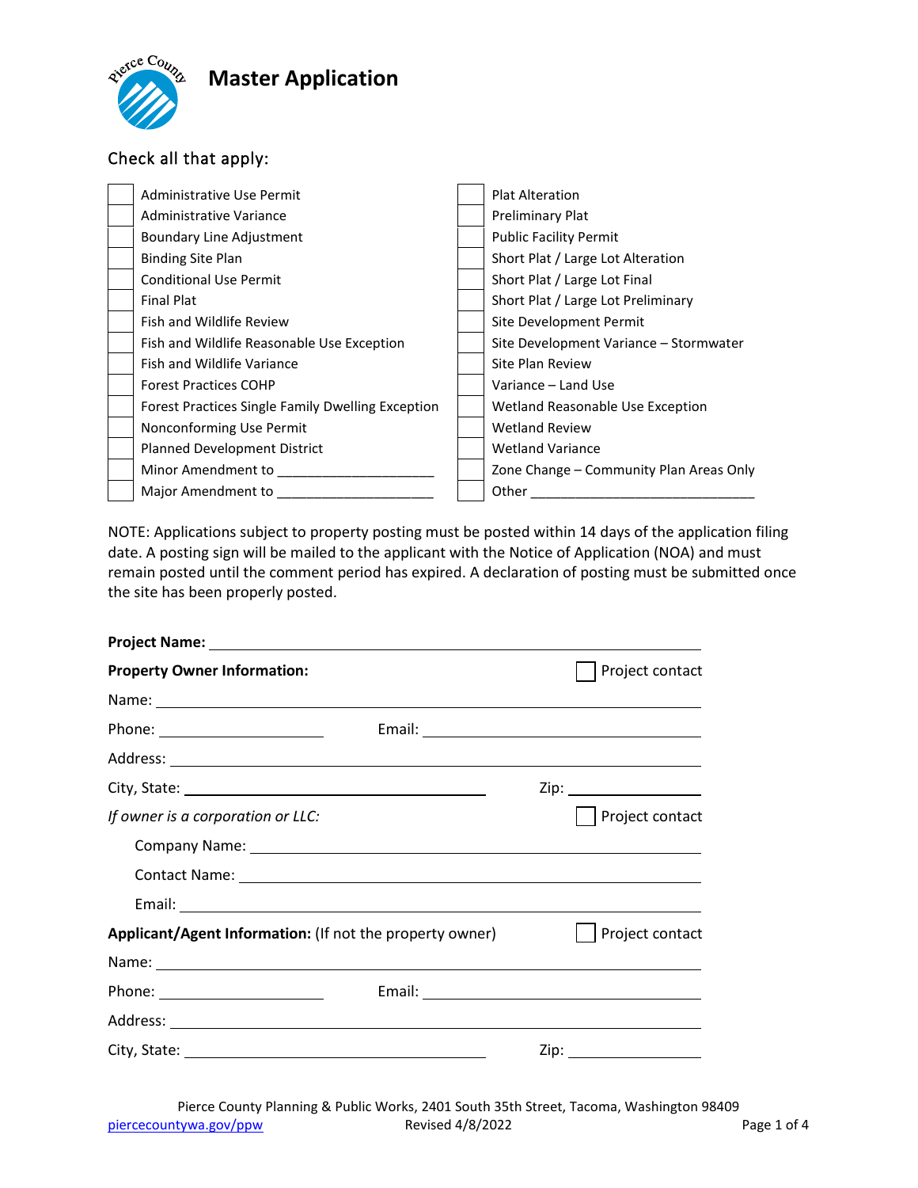# Master Application

Check all that apply:

| | | | |
|---|---|---|---|
| ☐ | Administrative Use Permit | ☐ | Plat Alteration |
| ☐ | Administrative Variance | ☐ | Preliminary Plat |
| ☐ | Boundary Line Adjustment | ☐ | Public Facility Permit |
| ☐ | Binding Site Plan | ☐ | Short Plat / Large Lot Alteration |
| ☐ | Conditional Use Permit | ☐ | Short Plat / Large Lot Final |
| ☐ | Final Plat | ☐ | Short Plat / Large Lot Preliminary |
| ☐ | Fish and Wildlife Review | ☐ | Site Development Permit |
| ☐ | Fish and Wildlife Reasonable Use Exception | ☐ | Site Development Variance – Stormwater |
| ☐ | Fish and Wildlife Variance | ☐ | Site Plan Review |
| ☐ | Forest Practices COHP | ☐ | Variance – Land Use |
| ☐ | Forest Practices Single Family Dwelling Exception | ☐ | Wetland Reasonable Use Exception |
| ☐ | Nonconforming Use Permit | ☐ | Wetland Review |
| ☐ | Planned Development District | ☐ | Wetland Variance |
| ☐ | Minor Amendment to ____________________ | ☐ | Zone Change – Community Plan Areas Only |
| ☐ | Major Amendment to ____________________ | ☐ | Other ______________________________ |

NOTE: Applications subject to property posting must be posted within 14 days of the application filing date. A posting sign will be mailed to the applicant with the Notice of Application (NOA) and must remain posted until the comment period has expired. A declaration of posting must be submitted once the site has been properly posted.

**Project Name:** ______________________________________________

**Property Owner Information:** ☐ Project contact

Name: ______________________________________________

Phone: ____________________ Email: ______________________________

Address: ______________________________________________

City, State: ______________________________ Zip: ______________

*If owner is a corporation or LLC:* ☐ Project contact

Company Name: ______________________________________________

Contact Name: ______________________________________________

Email: ______________________________________________

**Applicant/Agent Information:** (If not the property owner) ☐ Project contact

Name: ______________________________________________

Phone: ____________________ Email: ______________________________

Address: ______________________________________________

City, State: ______________________________ Zip: ______________

Pierce County Planning & Public Works, 2401 South 35th Street, Tacoma, Washington 98409

piercecountywa.gov/ppw Revised 4/8/2022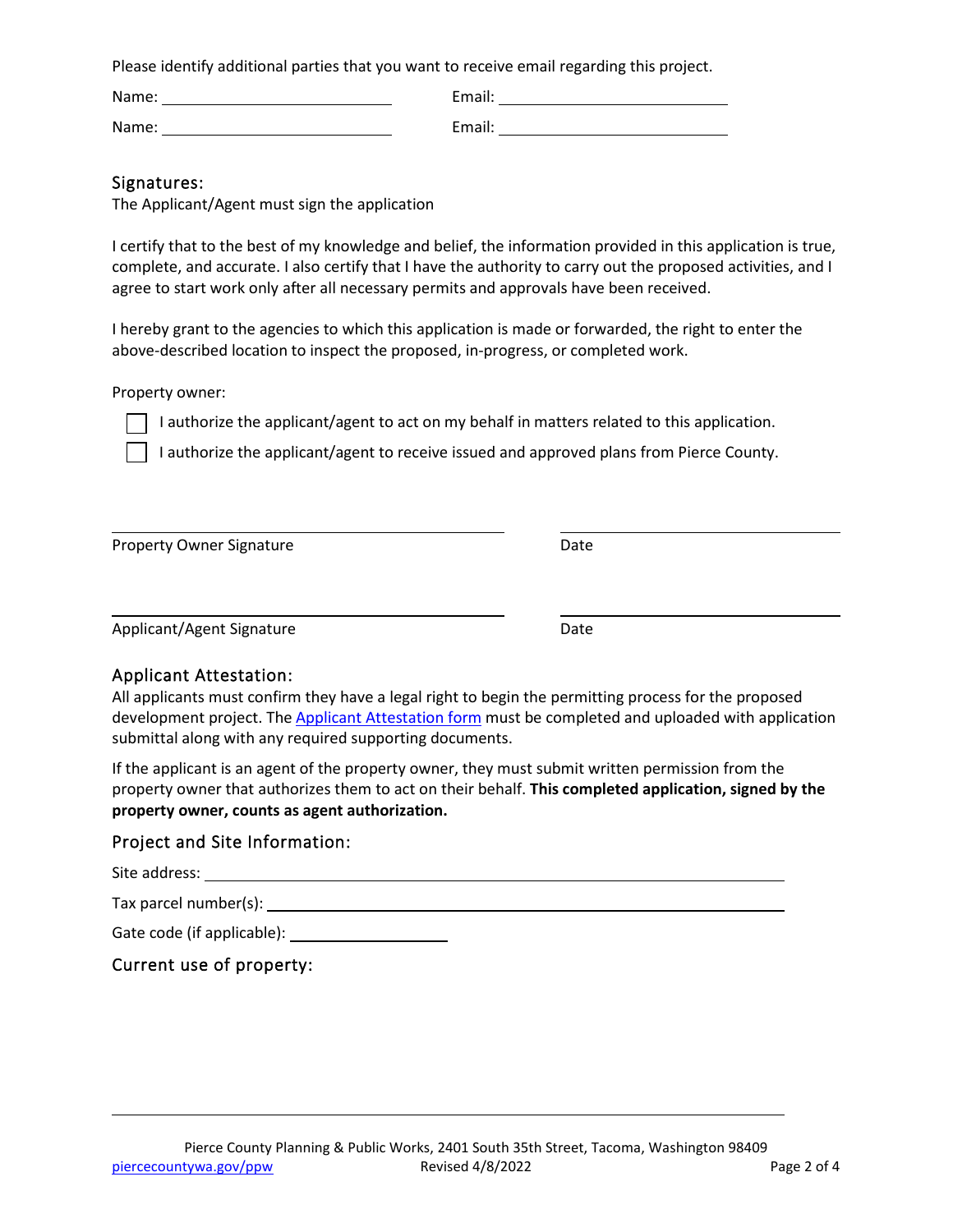Please identify additional parties that you want to receive email regarding this project.

Name: ____________________________ Email: ____________________________

Name: ____________________________ Email: ____________________________

## Signatures:

The Applicant/Agent must sign the application

I certify that to the best of my knowledge and belief, the information provided in this application is true, complete, and accurate. I also certify that I have the authority to carry out the proposed activities, and I agree to start work only after all necessary permits and approvals have been received.

I hereby grant to the agencies to which this application is made or forwarded, the right to enter the above-described location to inspect the proposed, in-progress, or completed work.

Property owner:

- ☐ I authorize the applicant/agent to act on my behalf in matters related to this application.
- ☐ I authorize the applicant/agent to receive issued and approved plans from Pierce County.

______________________________________ ______________________

Property Owner Signature Date

______________________________________ ______________________

Applicant/Agent Signature Date

## Applicant Attestation:

All applicants must confirm they have a legal right to begin the permitting process for the proposed development project. The Applicant Attestation form must be completed and uploaded with application submittal along with any required supporting documents.

If the applicant is an agent of the property owner, they must submit written permission from the property owner that authorizes them to act on their behalf. **This completed application, signed by the property owner, counts as agent authorization.**

## Project and Site Information:

Site address: ____________________________________________

Tax parcel number(s): ____________________________________________

Gate code (if applicable): ____________________

## Current use of property:

____________________________________________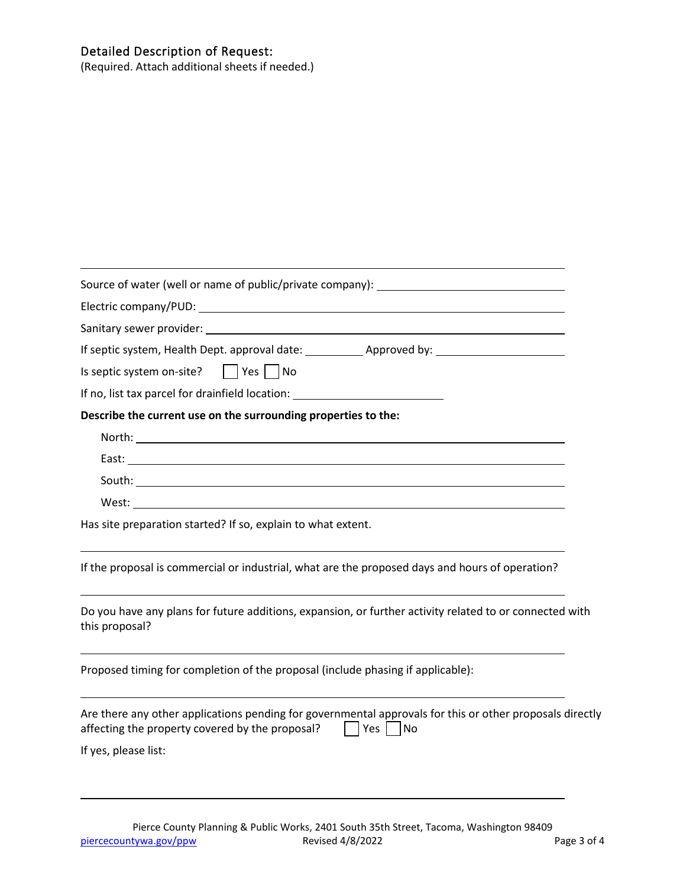### Detailed Description of Request:

(Required. Attach additional sheets if needed.)

---

Source of water (well or name of public/private company): ______________________________

Electric company/PUD: ______________________________

Sanitary sewer provider: ______________________________

If septic system, Health Dept. approval date: __________ Approved by: ____________________

Is septic system on-site? ☐ Yes ☐ No

If no, list tax parcel for drainfield location: ________________________

**Describe the current use on the surrounding properties to the:**

North: ______________________________

East: ______________________________

South: ______________________________

West: ______________________________

Has site preparation started? If so, explain to what extent.

______________________________

If the proposal is commercial or industrial, what are the proposed days and hours of operation?

______________________________

Do you have any plans for future additions, expansion, or further activity related to or connected with this proposal?

______________________________

Proposed timing for completion of the proposal (include phasing if applicable):

______________________________

Are there any other applications pending for governmental approvals for this or other proposals directly affecting the property covered by the proposal? ☐ Yes ☐ No

If yes, please list:

______________________________

Pierce County Planning & Public Works, 2401 South 35th Street, Tacoma, Washington 98409
piercecountywa.gov/ppw Revised 4/8/2022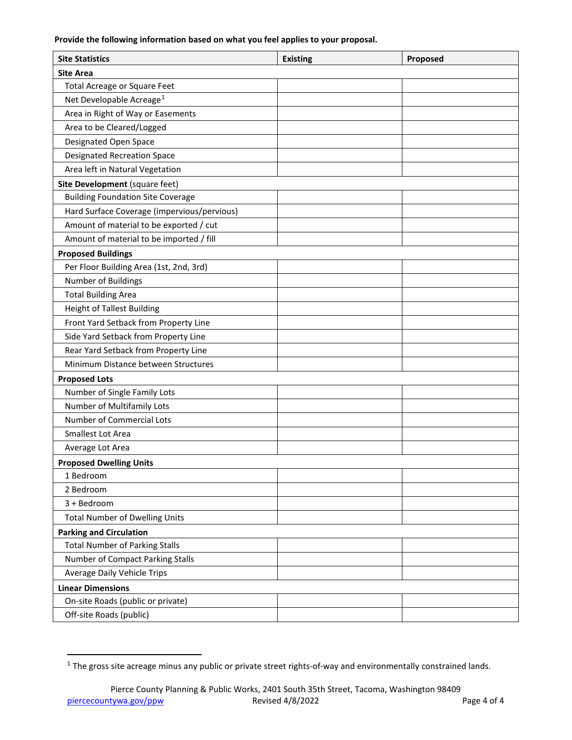**Provide the following information based on what you feel applies to your proposal.**

| **Site Statistics** | **Existing** | **Proposed** |
|---|---|---|
| **Site Area** | | |
| Total Acreage or Square Feet | | |
| Net Developable Acreage[1] | | |
| Area in Right of Way or Easements | | |
| Area to be Cleared/Logged | | |
| Designated Open Space | | |
| Designated Recreation Space | | |
| Area left in Natural Vegetation | | |
| **Site Development** (square feet) | | |
| Building Foundation Site Coverage | | |
| Hard Surface Coverage (impervious/pervious) | | |
| Amount of material to be exported / cut | | |
| Amount of material to be imported / fill | | |
| **Proposed Buildings** | | |
| Per Floor Building Area (1st, 2nd, 3rd) | | |
| Number of Buildings | | |
| Total Building Area | | |
| Height of Tallest Building | | |
| Front Yard Setback from Property Line | | |
| Side Yard Setback from Property Line | | |
| Rear Yard Setback from Property Line | | |
| Minimum Distance between Structures | | |
| **Proposed Lots** | | |
| Number of Single Family Lots | | |
| Number of Multifamily Lots | | |
| Number of Commercial Lots | | |
| Smallest Lot Area | | |
| Average Lot Area | | |
| **Proposed Dwelling Units** | | |
| 1 Bedroom | | |
| 2 Bedroom | | |
| 3 + Bedroom | | |
| Total Number of Dwelling Units | | |
| **Parking and Circulation** | | |
| Total Number of Parking Stalls | | |
| Number of Compact Parking Stalls | | |
| Average Daily Vehicle Trips | | |
| **Linear Dimensions** | | |
| On-site Roads (public or private) | | |
| Off-site Roads (public) | | |

[1] The gross site acreage minus any public or private street rights-of-way and environmentally constrained lands.

Pierce County Planning & Public Works, 2401 South 35th Street, Tacoma, Washington 98409
piercecountywa.gov/ppw Revised 4/8/2022